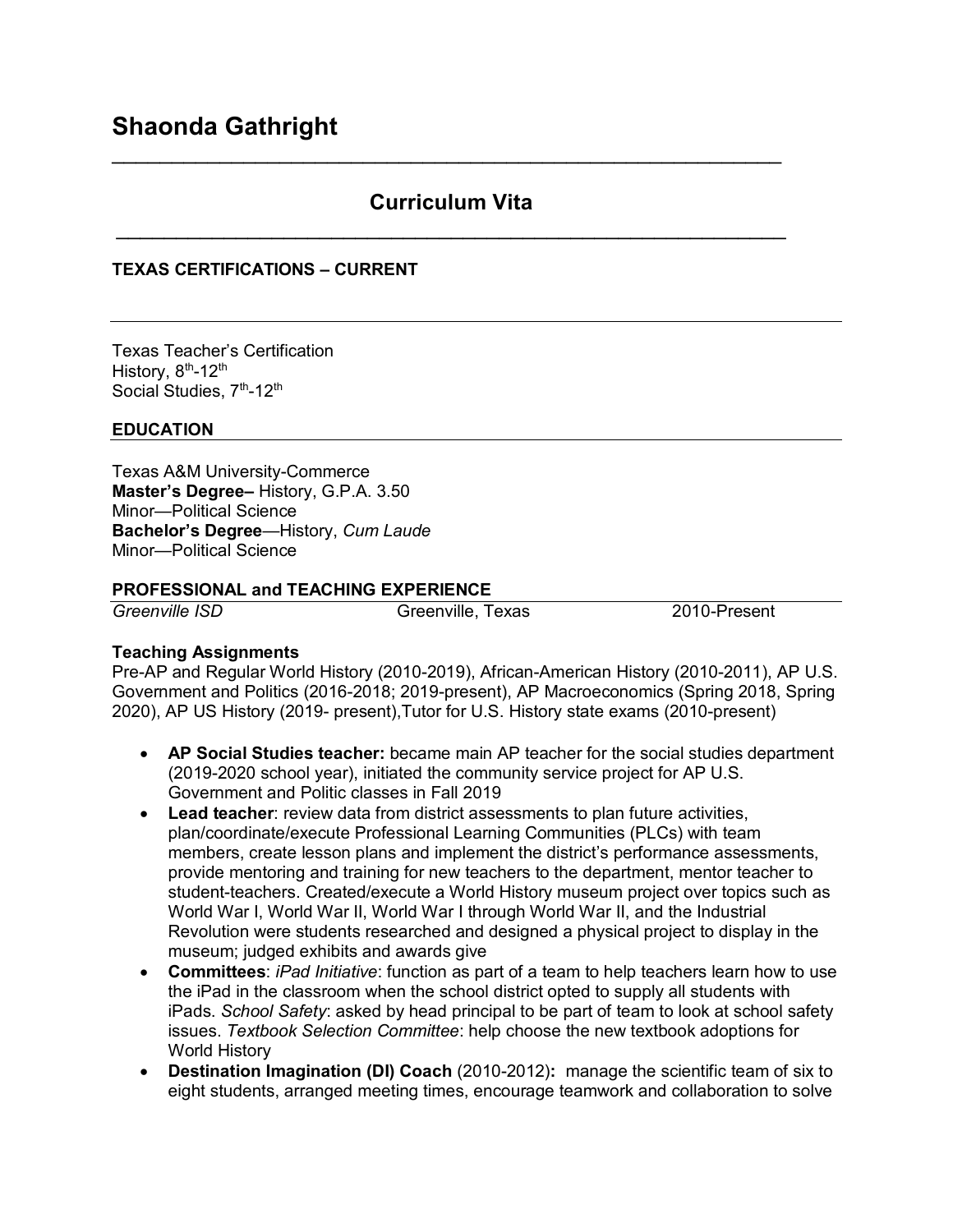# Shaonda Gathright

## Curriculum Vita

### TEXAS CERTIFICATIONS – CURRENT

Texas Teacher's Certification
History, 8th-12th
Social Studies, 7th-12th

### EDUCATION

Texas A&M University-Commerce
**Master's Degree–** History, G.P.A. 3.50
Minor—Political Science
**Bachelor's Degree**—History, *Cum Laude*
Minor—Political Science

### PROFESSIONAL and TEACHING EXPERIENCE

*Greenville ISD* Greenville, Texas 2010-Present

**Teaching Assignments**
Pre-AP and Regular World History (2010-2019), African-American History (2010-2011), AP U.S. Government and Politics (2016-2018; 2019-present), AP Macroeconomics (Spring 2018, Spring 2020), AP US History (2019- present),Tutor for U.S. History state exams (2010-present)

- **AP Social Studies teacher:** became main AP teacher for the social studies department (2019-2020 school year), initiated the community service project for AP U.S. Government and Politic classes in Fall 2019
- **Lead teacher**: review data from district assessments to plan future activities, plan/coordinate/execute Professional Learning Communities (PLCs) with team members, create lesson plans and implement the district's performance assessments, provide mentoring and training for new teachers to the department, mentor teacher to student-teachers. Created/execute a World History museum project over topics such as World War I, World War II, World War I through World War II, and the Industrial Revolution were students researched and designed a physical project to display in the museum; judged exhibits and awards give
- **Committees**: *iPad Initiative*: function as part of a team to help teachers learn how to use the iPad in the classroom when the school district opted to supply all students with iPads. *School Safety*: asked by head principal to be part of team to look at school safety issues. *Textbook Selection Committee*: help choose the new textbook adoptions for World History
- **Destination Imagination (DI) Coach** (2010-2012)**:** manage the scientific team of six to eight students, arranged meeting times, encourage teamwork and collaboration to solve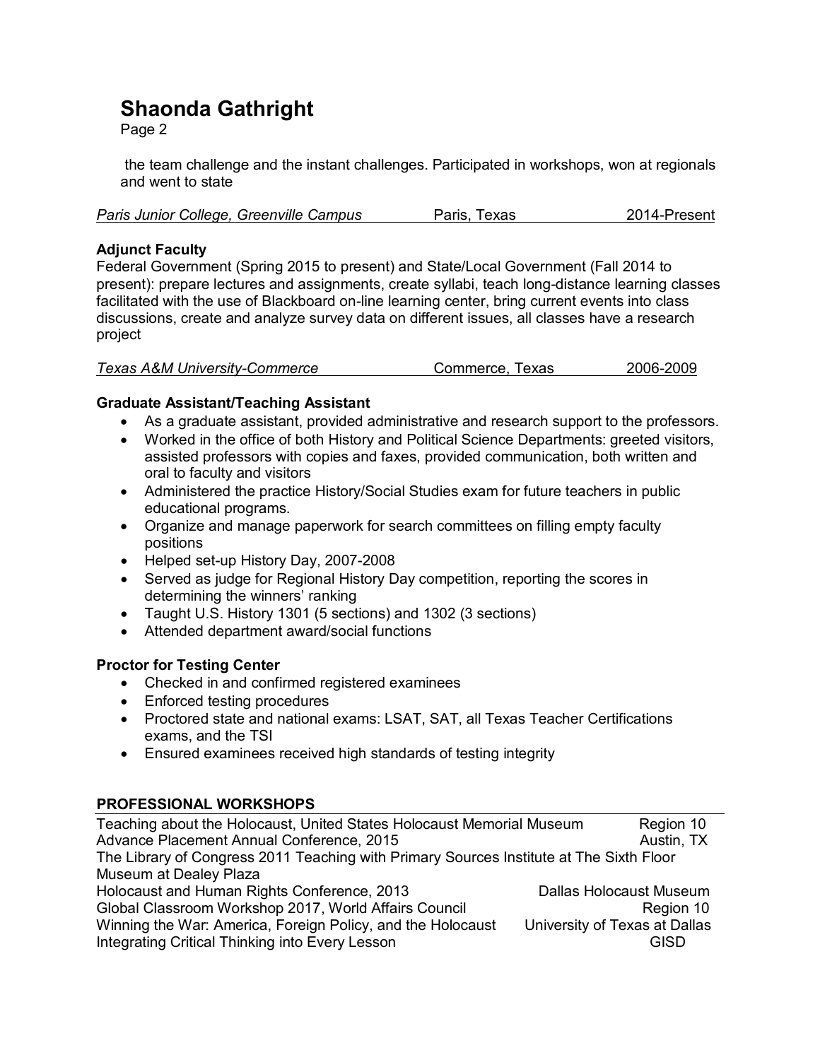the team challenge and the instant challenges. Participated in workshops, won at regionals and went to state

*Paris Junior College, Greenville Campus* — Paris, Texas — 2014-Present

**Adjunct Faculty**

Federal Government (Spring 2015 to present) and State/Local Government (Fall 2014 to present): prepare lectures and assignments, create syllabi, teach long-distance learning classes facilitated with the use of Blackboard on-line learning center, bring current events into class discussions, create and analyze survey data on different issues, all classes have a research project

*Texas A&M University-Commerce* — Commerce, Texas — 2006-2009

**Graduate Assistant/Teaching Assistant**

- As a graduate assistant, provided administrative and research support to the professors.
- Worked in the office of both History and Political Science Departments: greeted visitors, assisted professors with copies and faxes, provided communication, both written and oral to faculty and visitors
- Administered the practice History/Social Studies exam for future teachers in public educational programs.
- Organize and manage paperwork for search committees on filling empty faculty positions
- Helped set-up History Day, 2007-2008
- Served as judge for Regional History Day competition, reporting the scores in determining the winners' ranking
- Taught U.S. History 1301 (5 sections) and 1302 (3 sections)
- Attended department award/social functions

**Proctor for Testing Center**

- Checked in and confirmed registered examinees
- Enforced testing procedures
- Proctored state and national exams: LSAT, SAT, all Texas Teacher Certifications exams, and the TSI
- Ensured examinees received high standards of testing integrity

## PROFESSIONAL WORKSHOPS

Teaching about the Holocaust, United States Holocaust Memorial Museum — Region 10
Advance Placement Annual Conference, 2015 — Austin, TX
The Library of Congress 2011 Teaching with Primary Sources Institute at The Sixth Floor Museum at Dealey Plaza
Holocaust and Human Rights Conference, 2013 — Dallas Holocaust Museum
Global Classroom Workshop 2017, World Affairs Council — Region 10
Winning the War: America, Foreign Policy, and the Holocaust — University of Texas at Dallas
Integrating Critical Thinking into Every Lesson — GISD